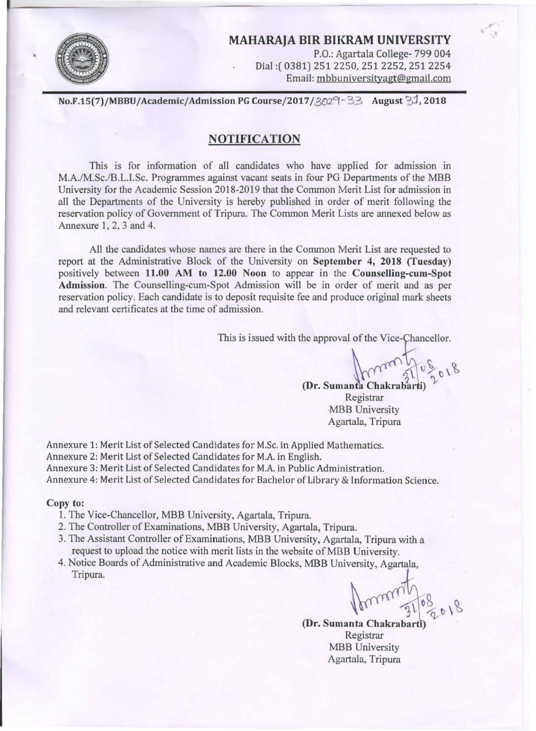# MAHARAJA BIR BIKRAM UNIVERSITY

P.O.: Agartala College- 799 004
Dial :( 0381) 251 2250, 251 2252, 251 2254
Email: mbbuniversityagt@gmail.com

**No.F.15(7)/MBBU/Academic/Admission PG Course/2017/3029-33 August 31, 2018**

## NOTIFICATION

This is for information of all candidates who have applied for admission in M.A./M.Sc./B.L.I.Sc. Programmes against vacant seats in four PG Departments of the MBB University for the Academic Session 2018-2019 that the Common Merit List for admission in all the Departments of the University is hereby published in order of merit following the reservation policy of Government of Tripura. The Common Merit Lists are annexed below as Annexure 1, 2, 3 and 4.

All the candidates whose names are there in the Common Merit List are requested to report at the Administrative Block of the University on **September 4, 2018 (Tuesday)** positively between **11.00 AM to 12.00 Noon** to appear in the **Counselling-cum-Spot Admission**. The Counselling-cum-Spot Admission will be in order of merit and as per reservation policy. Each candidate is to deposit requisite fee and produce original mark sheets and relevant certificates at the time of admission.

This is issued with the approval of the Vice-Chancellor.

31/08/2018

**(Dr. Sumanta Chakrabarti)**
Registrar
MBB University
Agartala, Tripura

Annexure 1: Merit List of Selected Candidates for M.Sc. in Applied Mathematics.
Annexure 2: Merit List of Selected Candidates for M.A. in English.
Annexure 3: Merit List of Selected Candidates for M.A. in Public Administration.
Annexure 4: Merit List of Selected Candidates for Bachelor of Library & Information Science.

**Copy to:**

1. The Vice-Chancellor, MBB University, Agartala, Tripura.
2. The Controller of Examinations, MBB University, Agartala, Tripura.
3. The Assistant Controller of Examinations, MBB University, Agartala, Tripura with a request to upload the notice with merit lists in the website of MBB University.
4. Notice Boards of Administrative and Academic Blocks, MBB University, Agartala, Tripura.

31/08/2018

**(Dr. Sumanta Chakrabarti)**
Registrar
MBB University
Agartala, Tripura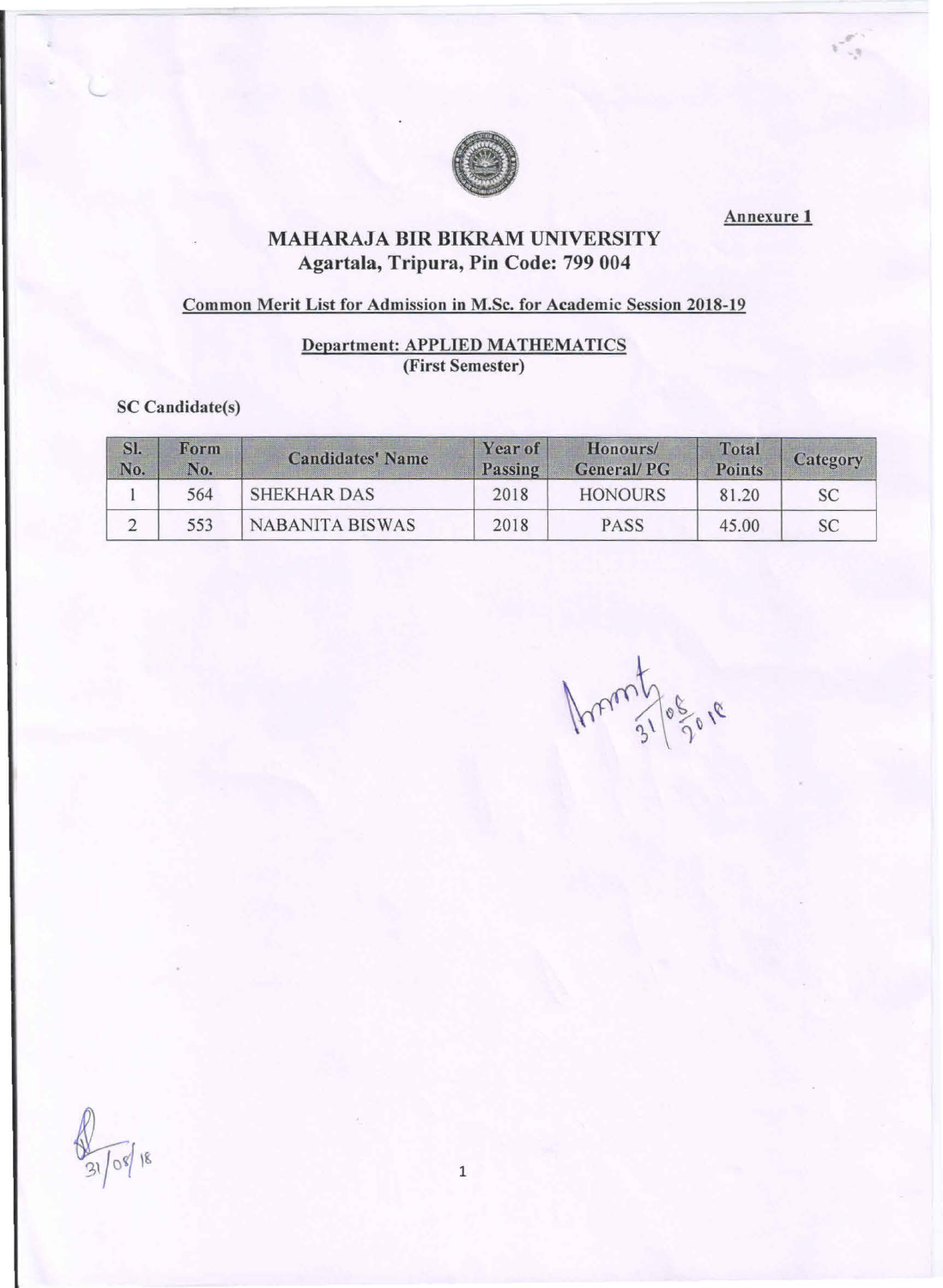Annexure 1

# MAHARAJA BIR BIKRAM UNIVERSITY
## Agartala, Tripura, Pin Code: 799 004

**Common Merit List for Admission in M.Sc. for Academic Session 2018-19**

**Department: APPLIED MATHEMATICS**
**(First Semester)**

**SC Candidate(s)**

| Sl. No. | Form No. | Candidates' Name | Year of Passing | Honours/ General/ PG | Total Points | Category |
|---|---|---|---|---|---|---|
| 1 | 564 | SHEKHAR DAS | 2018 | HONOURS | 81.20 | SC |
| 2 | 553 | NABANITA BISWAS | 2018 | PASS | 45.00 | SC |

31/08/2018

31/08/18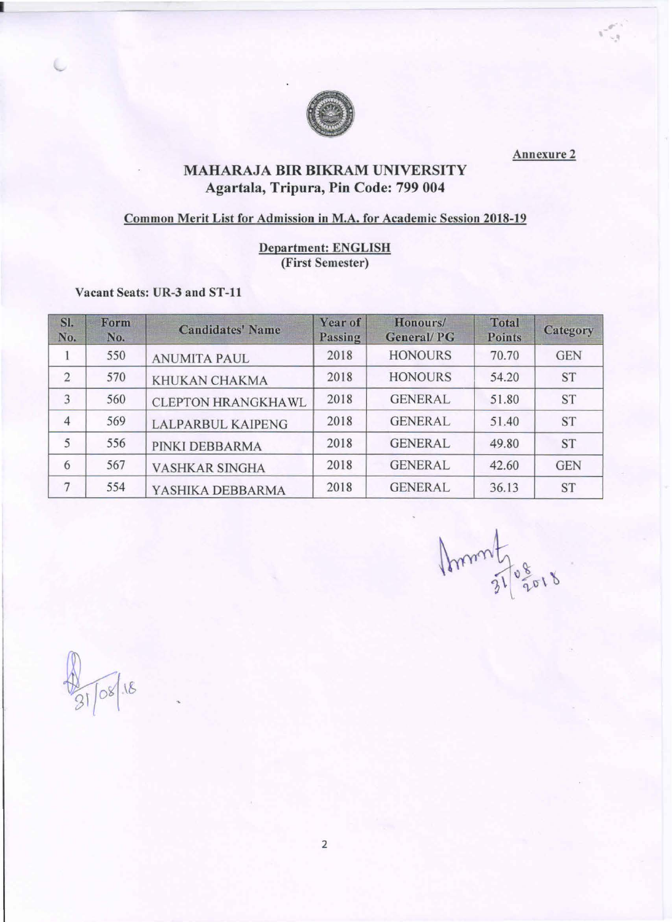Annexure 2

# MAHARAJA BIR BIKRAM UNIVERSITY
## Agartala, Tripura, Pin Code: 799 004

### Common Merit List for Admission in M.A. for Academic Session 2018-19

**Department: ENGLISH**
**(First Semester)**

**Vacant Seats: UR-3 and ST-11**

| Sl. No. | Form No. | Candidates' Name | Year of Passing | Honours/ General/ PG | Total Points | Category |
|---|---|---|---|---|---|---|
| 1 | 550 | ANUMITA PAUL | 2018 | HONOURS | 70.70 | GEN |
| 2 | 570 | KHUKAN CHAKMA | 2018 | HONOURS | 54.20 | ST |
| 3 | 560 | CLEPTON HRANGKHAWL | 2018 | GENERAL | 51.80 | ST |
| 4 | 569 | LALPARBUL KAIPENG | 2018 | GENERAL | 51.40 | ST |
| 5 | 556 | PINKI DEBBARMA | 2018 | GENERAL | 49.80 | ST |
| 6 | 567 | VASHKAR SINGHA | 2018 | GENERAL | 42.60 | GEN |
| 7 | 554 | YASHIKA DEBBARMA | 2018 | GENERAL | 36.13 | ST |

31/08/2018

31/08/18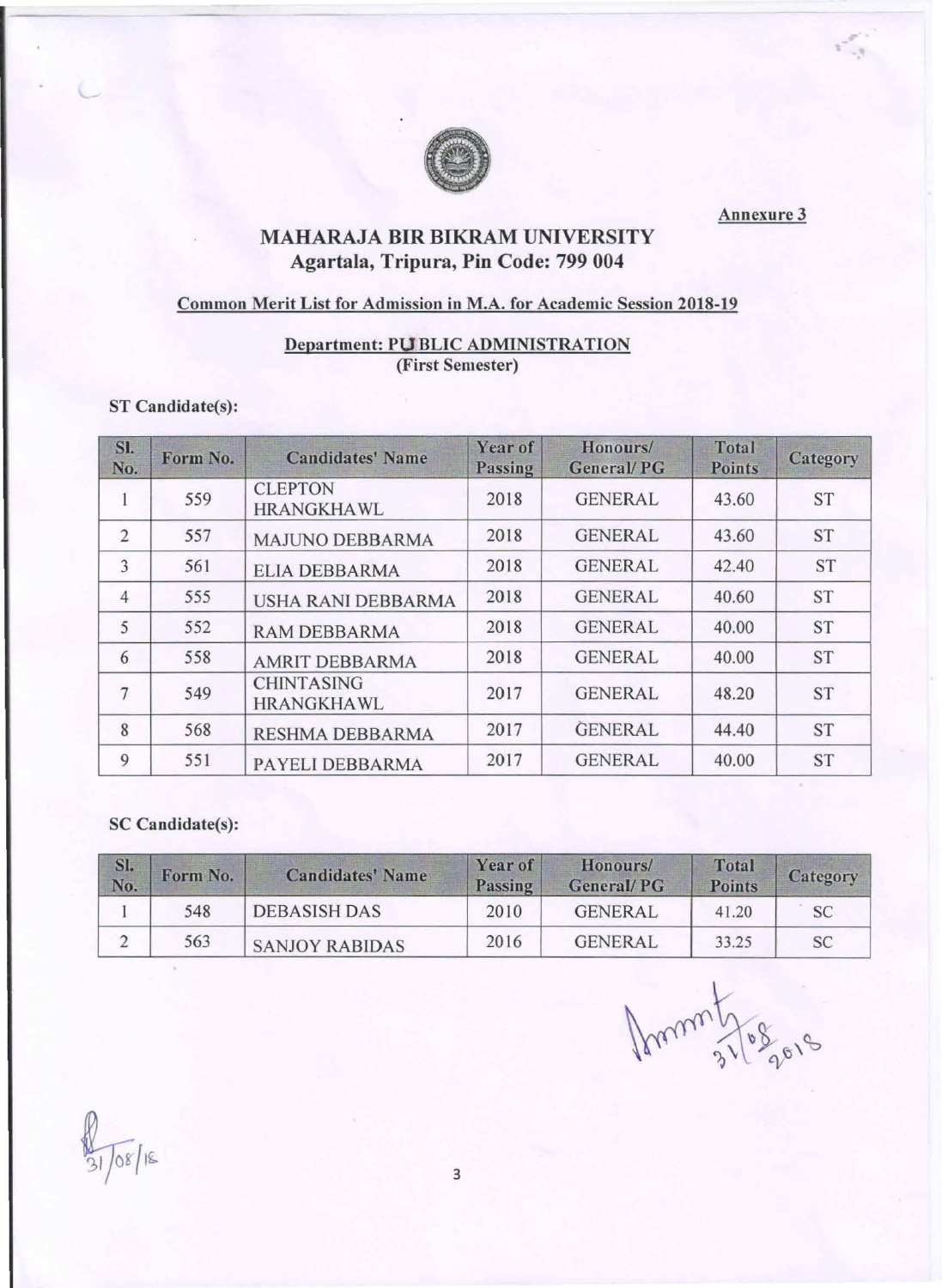Annexure 3

# MAHARAJA BIR BIKRAM UNIVERSITY

## Agartala, Tripura, Pin Code: 799 004

### Common Merit List for Admission in M.A. for Academic Session 2018-19

### Department: PUBLIC ADMINISTRATION
**(First Semester)**

**ST Candidate(s):**

| Sl. No. | Form No. | Candidates' Name | Year of Passing | Honours/ General/ PG | Total Points | Category |
|---|---|---|---|---|---|---|
| 1 | 559 | CLEPTON HRANGKHAWL | 2018 | GENERAL | 43.60 | ST |
| 2 | 557 | MAJUNO DEBBARMA | 2018 | GENERAL | 43.60 | ST |
| 3 | 561 | ELIA DEBBARMA | 2018 | GENERAL | 42.40 | ST |
| 4 | 555 | USHA RANI DEBBARMA | 2018 | GENERAL | 40.60 | ST |
| 5 | 552 | RAM DEBBARMA | 2018 | GENERAL | 40.00 | ST |
| 6 | 558 | AMRIT DEBBARMA | 2018 | GENERAL | 40.00 | ST |
| 7 | 549 | CHINTASING HRANGKHAWL | 2017 | GENERAL | 48.20 | ST |
| 8 | 568 | RESHMA DEBBARMA | 2017 | GENERAL | 44.40 | ST |
| 9 | 551 | PAYELI DEBBARMA | 2017 | GENERAL | 40.00 | ST |

**SC Candidate(s):**

| Sl. No. | Form No. | Candidates' Name | Year of Passing | Honours/ General/ PG | Total Points | Category |
|---|---|---|---|---|---|---|
| 1 | 548 | DEBASISH DAS | 2010 | GENERAL | 41.20 | SC |
| 2 | 563 | SANJOY RABIDAS | 2016 | GENERAL | 33.25 | SC |

31/08/2018

31/08/18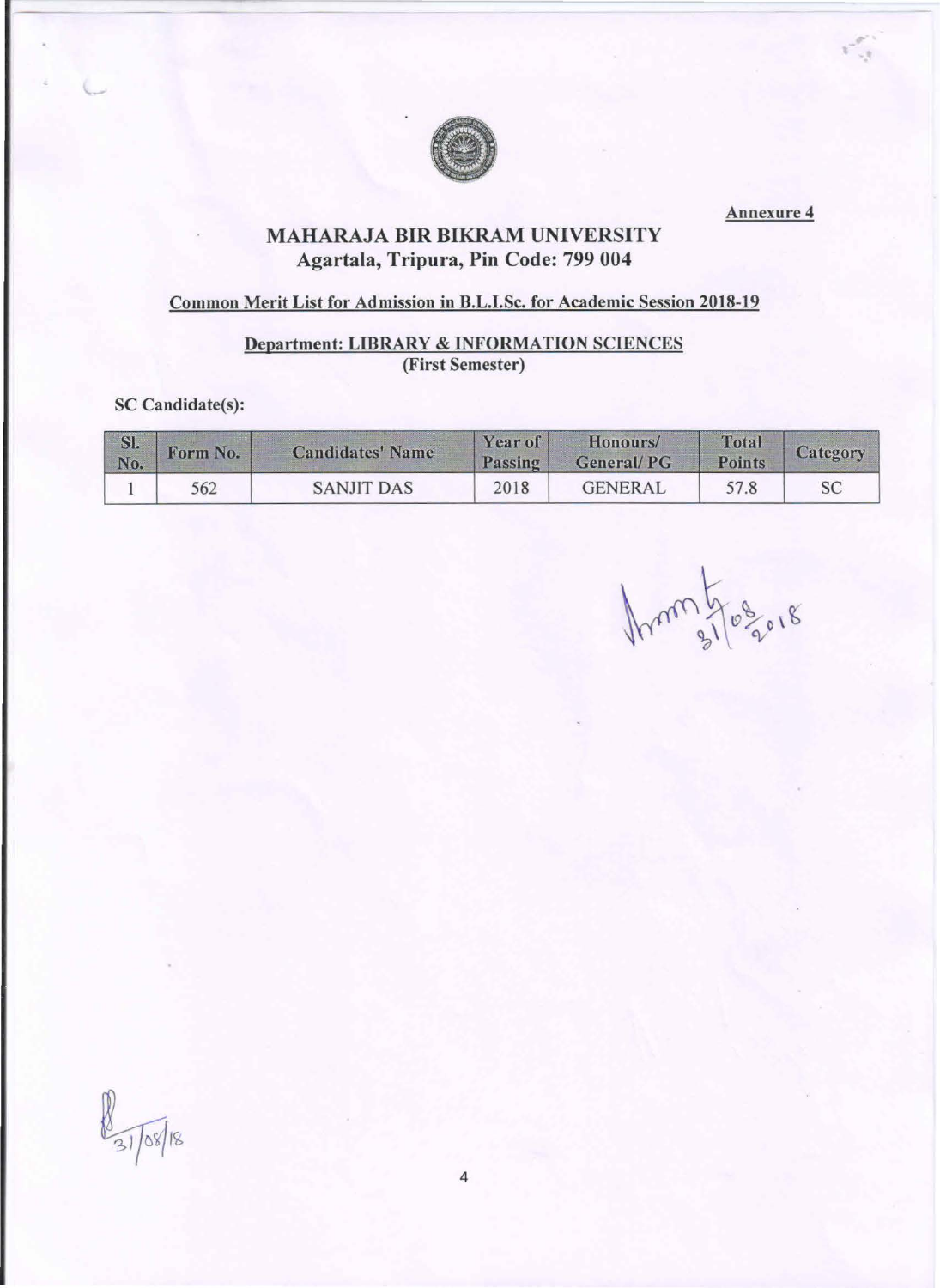Annexure 4

# MAHARAJA BIR BIKRAM UNIVERSITY
## Agartala, Tripura, Pin Code: 799 004

### Common Merit List for Admission in B.L.I.Sc. for Academic Session 2018-19

### Department: LIBRARY & INFORMATION SCIENCES
**(First Semester)**

**SC Candidate(s):**

| Sl. No. | Form No. | Candidates' Name | Year of Passing | Honours/ General/ PG | Total Points | Category |
|---|---|---|---|---|---|---|
| 1 | 562 | SANJIT DAS | 2018 | GENERAL | 57.8 | SC |

31/08/2018

31/08/18